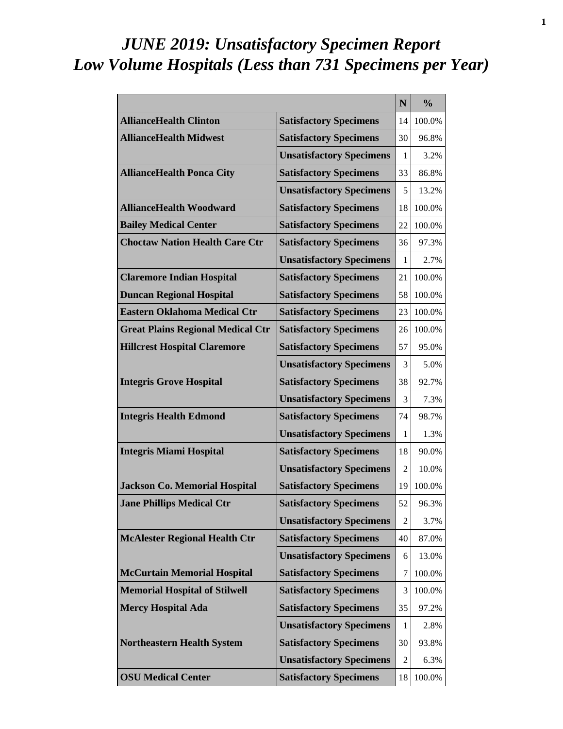# *JUNE 2019: Unsatisfactory Specimen Report*
# *Low Volume Hospitals (Less than 731 Specimens per Year)*

| | | N | % |
|---|---|---|---|
| **AllianceHealth Clinton** | **Satisfactory Specimens** | 14 | 100.0% |
| **AllianceHealth Midwest** | **Satisfactory Specimens** | 30 | 96.8% |
| | **Unsatisfactory Specimens** | 1 | 3.2% |
| **AllianceHealth Ponca City** | **Satisfactory Specimens** | 33 | 86.8% |
| | **Unsatisfactory Specimens** | 5 | 13.2% |
| **AllianceHealth Woodward** | **Satisfactory Specimens** | 18 | 100.0% |
| **Bailey Medical Center** | **Satisfactory Specimens** | 22 | 100.0% |
| **Choctaw Nation Health Care Ctr** | **Satisfactory Specimens** | 36 | 97.3% |
| | **Unsatisfactory Specimens** | 1 | 2.7% |
| **Claremore Indian Hospital** | **Satisfactory Specimens** | 21 | 100.0% |
| **Duncan Regional Hospital** | **Satisfactory Specimens** | 58 | 100.0% |
| **Eastern Oklahoma Medical Ctr** | **Satisfactory Specimens** | 23 | 100.0% |
| **Great Plains Regional Medical Ctr** | **Satisfactory Specimens** | 26 | 100.0% |
| **Hillcrest Hospital Claremore** | **Satisfactory Specimens** | 57 | 95.0% |
| | **Unsatisfactory Specimens** | 3 | 5.0% |
| **Integris Grove Hospital** | **Satisfactory Specimens** | 38 | 92.7% |
| | **Unsatisfactory Specimens** | 3 | 7.3% |
| **Integris Health Edmond** | **Satisfactory Specimens** | 74 | 98.7% |
| | **Unsatisfactory Specimens** | 1 | 1.3% |
| **Integris Miami Hospital** | **Satisfactory Specimens** | 18 | 90.0% |
| | **Unsatisfactory Specimens** | 2 | 10.0% |
| **Jackson Co. Memorial Hospital** | **Satisfactory Specimens** | 19 | 100.0% |
| **Jane Phillips Medical Ctr** | **Satisfactory Specimens** | 52 | 96.3% |
| | **Unsatisfactory Specimens** | 2 | 3.7% |
| **McAlester Regional Health Ctr** | **Satisfactory Specimens** | 40 | 87.0% |
| | **Unsatisfactory Specimens** | 6 | 13.0% |
| **McCurtain Memorial Hospital** | **Satisfactory Specimens** | 7 | 100.0% |
| **Memorial Hospital of Stilwell** | **Satisfactory Specimens** | 3 | 100.0% |
| **Mercy Hospital Ada** | **Satisfactory Specimens** | 35 | 97.2% |
| | **Unsatisfactory Specimens** | 1 | 2.8% |
| **Northeastern Health System** | **Satisfactory Specimens** | 30 | 93.8% |
| | **Unsatisfactory Specimens** | 2 | 6.3% |
| **OSU Medical Center** | **Satisfactory Specimens** | 18 | 100.0% |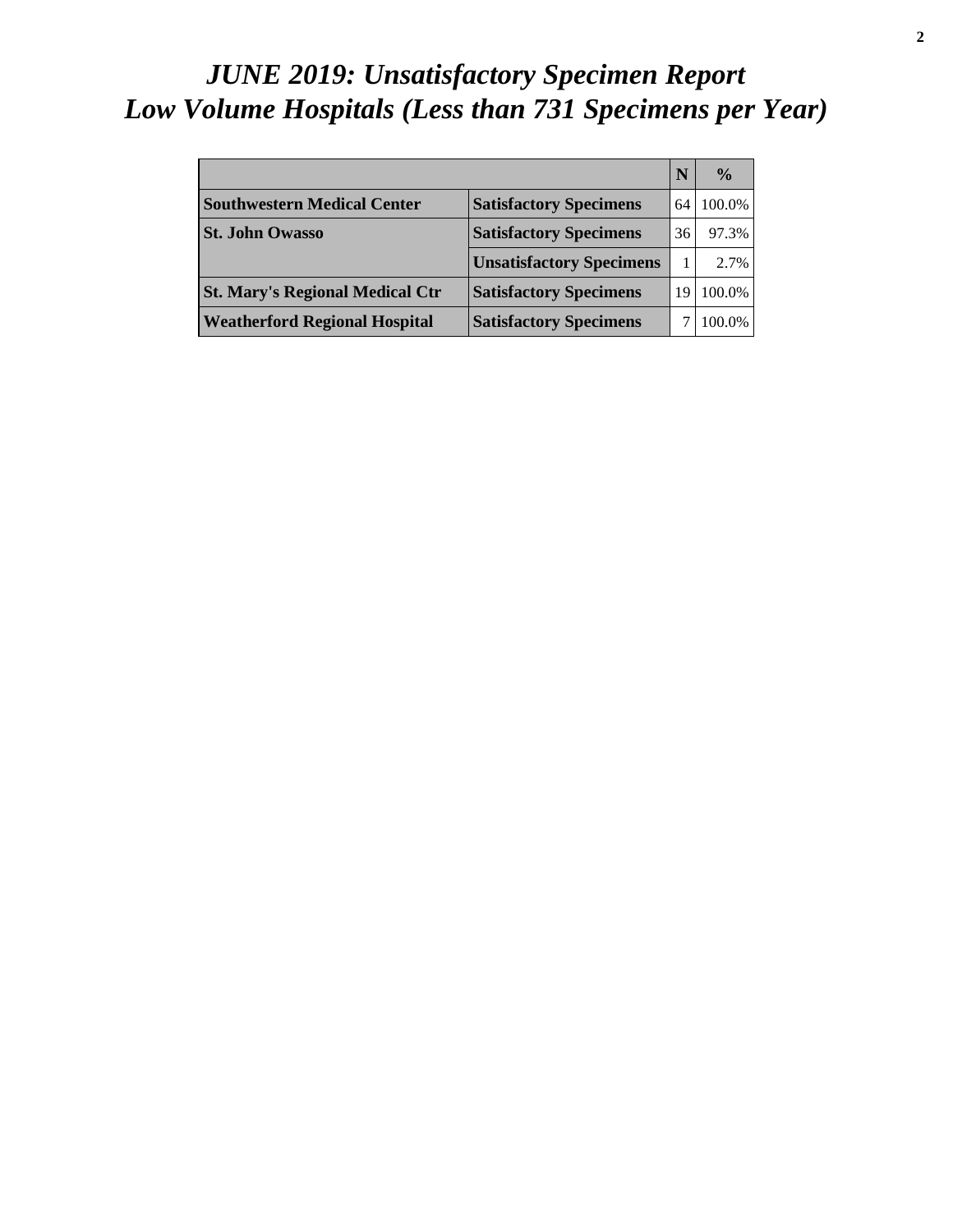# *JUNE 2019: Unsatisfactory Specimen Report*
# *Low Volume Hospitals (Less than 731 Specimens per Year)*

| | | N | % |
|---|---|---|---|
| **Southwestern Medical Center** | **Satisfactory Specimens** | 64 | 100.0% |
| **St. John Owasso** | **Satisfactory Specimens** | 36 | 97.3% |
| | **Unsatisfactory Specimens** | 1 | 2.7% |
| **St. Mary's Regional Medical Ctr** | **Satisfactory Specimens** | 19 | 100.0% |
| **Weatherford Regional Hospital** | **Satisfactory Specimens** | 7 | 100.0% |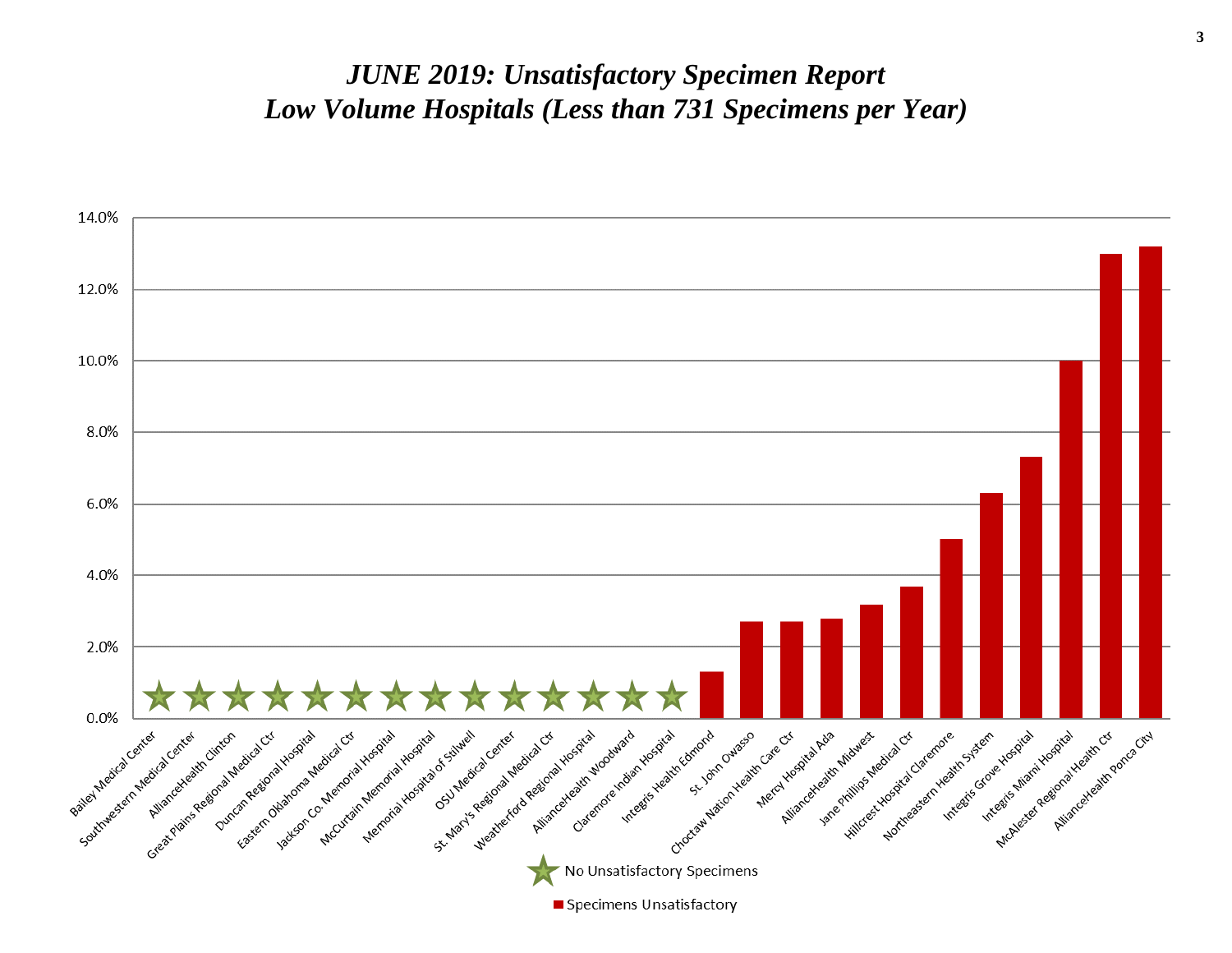# *JUNE 2019: Unsatisfactory Specimen Report*
# *Low Volume Hospitals (Less than 731 Specimens per Year)*

| Hospital | Unsatisfactory Specimens |
|---|---|
| Bailey Medical Center | ★ No Unsatisfactory Specimens |
| Southwestern Medical Center | ★ No Unsatisfactory Specimens |
| AllianceHealth Clinton | ★ No Unsatisfactory Specimens |
| Great Plains Regional Medical Ctr | ★ No Unsatisfactory Specimens |
| Duncan Regional Hospital | ★ No Unsatisfactory Specimens |
| Eastern Oklahoma Medical Ctr | ★ No Unsatisfactory Specimens |
| Jackson Co. Memorial Hospital | ★ No Unsatisfactory Specimens |
| McCurtain Memorial Hospital | ★ No Unsatisfactory Specimens |
| Memorial Hospital of Stilwell | ★ No Unsatisfactory Specimens |
| OSU Medical Center | ★ No Unsatisfactory Specimens |
| St. Mary's Regional Medical Ctr | ★ No Unsatisfactory Specimens |
| Weatherford Regional Hospital | ★ No Unsatisfactory Specimens |
| AllianceHealth Woodward | ★ No Unsatisfactory Specimens |
| Claremore Indian Hospital | ★ No Unsatisfactory Specimens |
| Integris Health Edmond | ~1.3% |
| St. John Owasso | ~2.7% |
| Choctaw Nation Health Care Ctr | ~2.7% |
| Mercy Hospital Ada | ~2.8% |
| AllianceHealth Midwest | ~3.2% |
| Jane Phillips Medical Ctr | ~3.7% |
| Hillcrest Hospital Claremore | ~5.0% |
| Northeastern Health System | ~6.3% |
| Integris Grove Hospital | ~7.3% |
| Integris Miami Hospital | ~10.0% |
| McAlester Regional Health Ctr | ~13.0% |
| AllianceHealth Ponca City | ~13.2% |

★ No Unsatisfactory Specimens

■ Specimens Unsatisfactory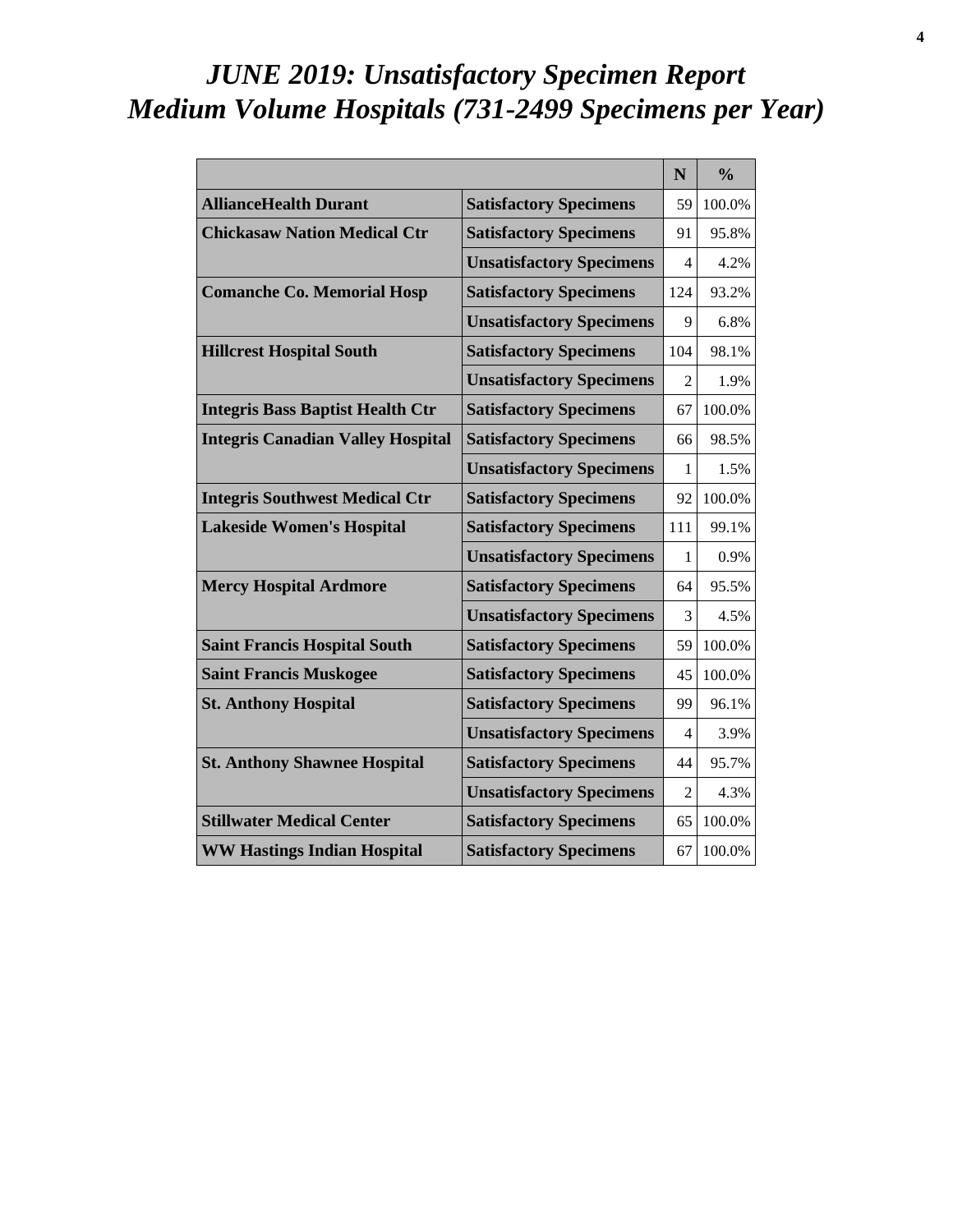# *JUNE 2019: Unsatisfactory Specimen Report*
# *Medium Volume Hospitals (731-2499 Specimens per Year)*

| | | N | % |
|---|---|---|---|
| **AllianceHealth Durant** | **Satisfactory Specimens** | 59 | 100.0% |
| **Chickasaw Nation Medical Ctr** | **Satisfactory Specimens** | 91 | 95.8% |
| | **Unsatisfactory Specimens** | 4 | 4.2% |
| **Comanche Co. Memorial Hosp** | **Satisfactory Specimens** | 124 | 93.2% |
| | **Unsatisfactory Specimens** | 9 | 6.8% |
| **Hillcrest Hospital South** | **Satisfactory Specimens** | 104 | 98.1% |
| | **Unsatisfactory Specimens** | 2 | 1.9% |
| **Integris Bass Baptist Health Ctr** | **Satisfactory Specimens** | 67 | 100.0% |
| **Integris Canadian Valley Hospital** | **Satisfactory Specimens** | 66 | 98.5% |
| | **Unsatisfactory Specimens** | 1 | 1.5% |
| **Integris Southwest Medical Ctr** | **Satisfactory Specimens** | 92 | 100.0% |
| **Lakeside Women's Hospital** | **Satisfactory Specimens** | 111 | 99.1% |
| | **Unsatisfactory Specimens** | 1 | 0.9% |
| **Mercy Hospital Ardmore** | **Satisfactory Specimens** | 64 | 95.5% |
| | **Unsatisfactory Specimens** | 3 | 4.5% |
| **Saint Francis Hospital South** | **Satisfactory Specimens** | 59 | 100.0% |
| **Saint Francis Muskogee** | **Satisfactory Specimens** | 45 | 100.0% |
| **St. Anthony Hospital** | **Satisfactory Specimens** | 99 | 96.1% |
| | **Unsatisfactory Specimens** | 4 | 3.9% |
| **St. Anthony Shawnee Hospital** | **Satisfactory Specimens** | 44 | 95.7% |
| | **Unsatisfactory Specimens** | 2 | 4.3% |
| **Stillwater Medical Center** | **Satisfactory Specimens** | 65 | 100.0% |
| **WW Hastings Indian Hospital** | **Satisfactory Specimens** | 67 | 100.0% |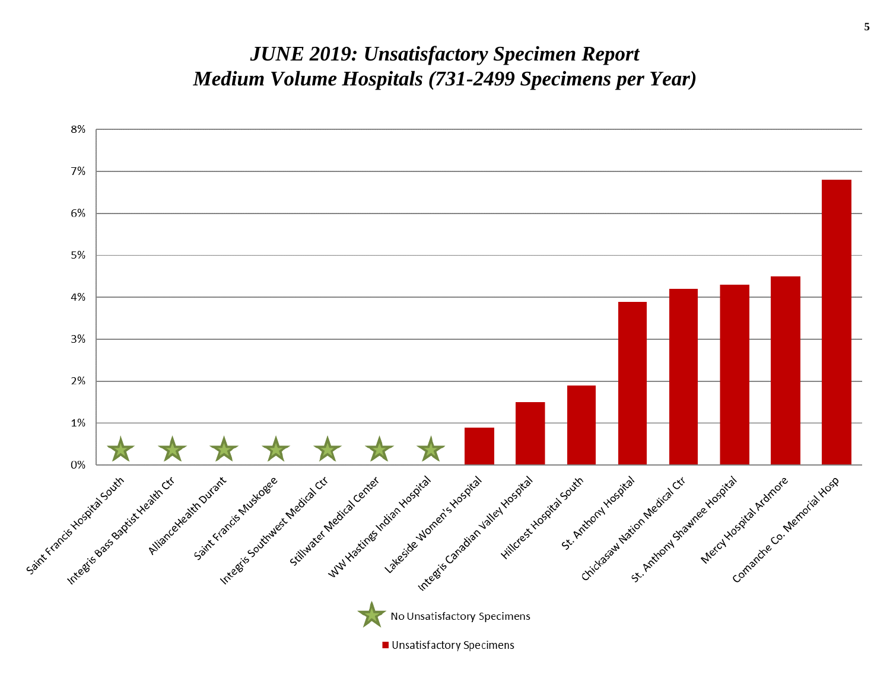# *JUNE 2019: Unsatisfactory Specimen Report*
# *Medium Volume Hospitals (731-2499 Specimens per Year)*

| Hospital | Unsatisfactory Specimens |
|---|---|
| Saint Francis Hospital South | ★ No Unsatisfactory Specimens |
| Integris Bass Baptist Health Ctr | ★ No Unsatisfactory Specimens |
| AllianceHealth Durant | ★ No Unsatisfactory Specimens |
| Saint Francis Muskogee | ★ No Unsatisfactory Specimens |
| Integris Southwest Medical Ctr | ★ No Unsatisfactory Specimens |
| Stillwater Medical Center | ★ No Unsatisfactory Specimens |
| WW Hastings Indian Hospital | ★ No Unsatisfactory Specimens |
| Lakeside Women's Hospital | ~0.9% |
| Integris Canadian Valley Hospital | ~1.5% |
| Hillcrest Hospital South | ~1.9% |
| St. Anthony Hospital | ~3.9% |
| Chickasaw Nation Medical Ctr | ~4.2% |
| St. Anthony Shawnee Hospital | ~4.3% |
| Mercy Hospital Ardmore | ~4.5% |
| Comanche Co. Memorial Hosp | ~6.8% |

★ No Unsatisfactory Specimens

■ Unsatisfactory Specimens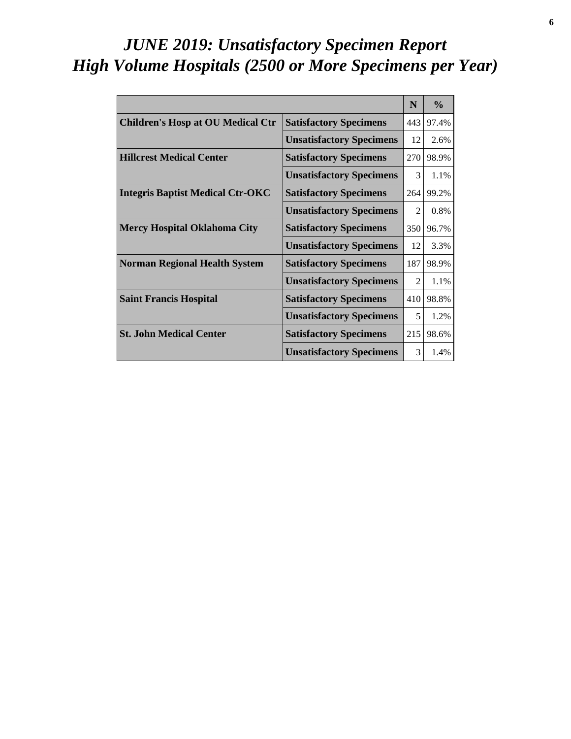# *JUNE 2019: Unsatisfactory Specimen Report*
# *High Volume Hospitals (2500 or More Specimens per Year)*

| | | N | % |
|---|---|---|---|
| **Children's Hosp at OU Medical Ctr** | **Satisfactory Specimens** | 443 | 97.4% |
| | **Unsatisfactory Specimens** | 12 | 2.6% |
| **Hillcrest Medical Center** | **Satisfactory Specimens** | 270 | 98.9% |
| | **Unsatisfactory Specimens** | 3 | 1.1% |
| **Integris Baptist Medical Ctr-OKC** | **Satisfactory Specimens** | 264 | 99.2% |
| | **Unsatisfactory Specimens** | 2 | 0.8% |
| **Mercy Hospital Oklahoma City** | **Satisfactory Specimens** | 350 | 96.7% |
| | **Unsatisfactory Specimens** | 12 | 3.3% |
| **Norman Regional Health System** | **Satisfactory Specimens** | 187 | 98.9% |
| | **Unsatisfactory Specimens** | 2 | 1.1% |
| **Saint Francis Hospital** | **Satisfactory Specimens** | 410 | 98.8% |
| | **Unsatisfactory Specimens** | 5 | 1.2% |
| **St. John Medical Center** | **Satisfactory Specimens** | 215 | 98.6% |
| | **Unsatisfactory Specimens** | 3 | 1.4% |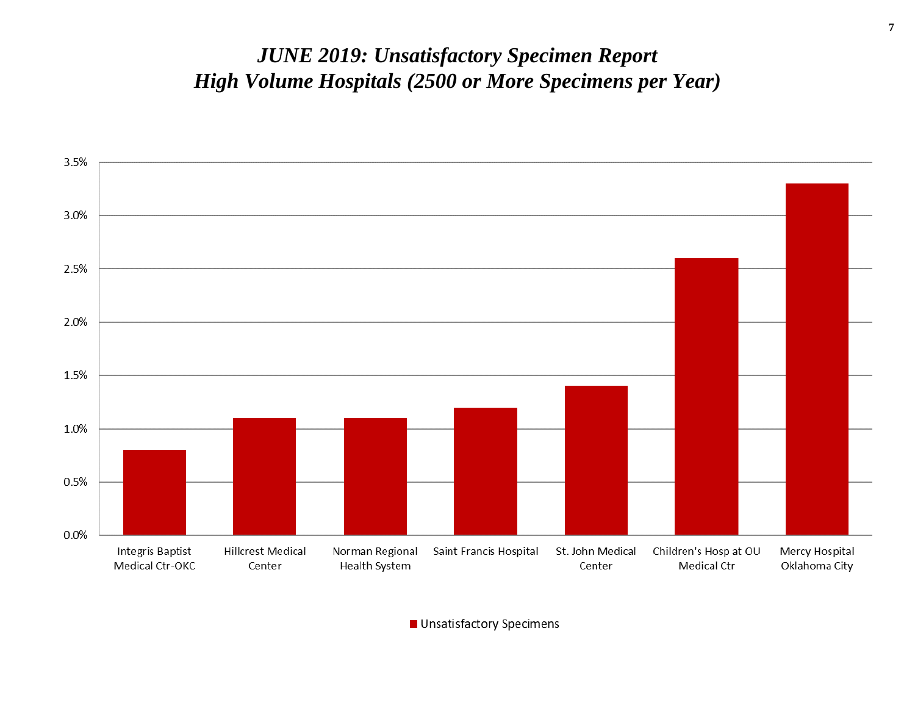# *JUNE 2019: Unsatisfactory Specimen Report*
# *High Volume Hospitals (2500 or More Specimens per Year)*

3.5%
3.0%
2.5%
2.0%
1.5%
1.0%
0.5%
0.0%

Integris Baptist Medical Ctr-OKC
Hillcrest Medical Center
Norman Regional Health System
Saint Francis Hospital
St. John Medical Center
Children's Hosp at OU Medical Ctr
Mercy Hospital Oklahoma City

Unsatisfactory Specimens